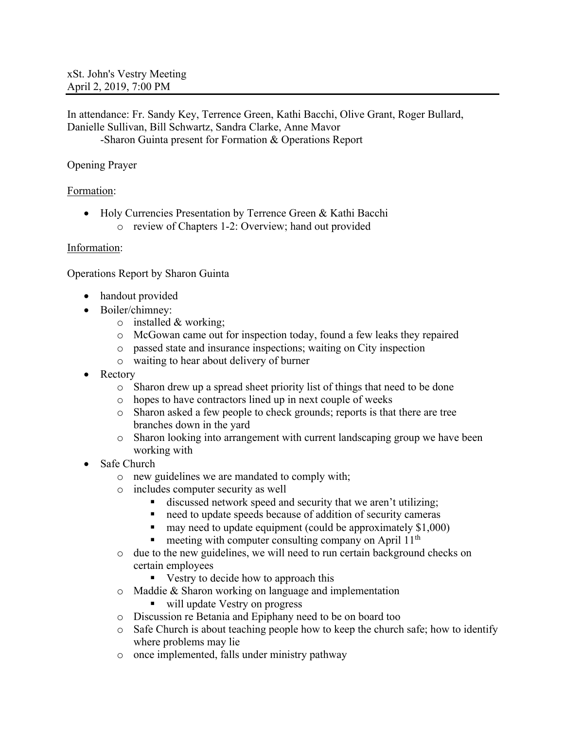xSt. John's Vestry Meeting
April 2, 2019, 7:00 PM

---

In attendance: Fr. Sandy Key, Terrence Green, Kathi Bacchi, Olive Grant, Roger Bullard, Danielle Sullivan, Bill Schwartz, Sandra Clarke, Anne Mavor
    -Sharon Guinta present for Formation & Operations Report

Opening Prayer

<u>Formation</u>:

- Holy Currencies Presentation by Terrence Green & Kathi Bacchi
  - review of Chapters 1-2: Overview; hand out provided

<u>Information</u>:

Operations Report by Sharon Guinta

- handout provided
- Boiler/chimney:
  - installed & working;
  - McGowan came out for inspection today, found a few leaks they repaired
  - passed state and insurance inspections; waiting on City inspection
  - waiting to hear about delivery of burner
- Rectory
  - Sharon drew up a spread sheet priority list of things that need to be done
  - hopes to have contractors lined up in next couple of weeks
  - Sharon asked a few people to check grounds; reports is that there are tree branches down in the yard
  - Sharon looking into arrangement with current landscaping group we have been working with
- Safe Church
  - new guidelines we are mandated to comply with;
  - includes computer security as well
    - discussed network speed and security that we aren't utilizing;
    - need to update speeds because of addition of security cameras
    - may need to update equipment (could be approximately $1,000)
    - meeting with computer consulting company on April 11th
  - due to the new guidelines, we will need to run certain background checks on certain employees
    - Vestry to decide how to approach this
  - Maddie & Sharon working on language and implementation
    - will update Vestry on progress
  - Discussion re Betania and Epiphany need to be on board too
  - Safe Church is about teaching people how to keep the church safe; how to identify where problems may lie
  - once implemented, falls under ministry pathway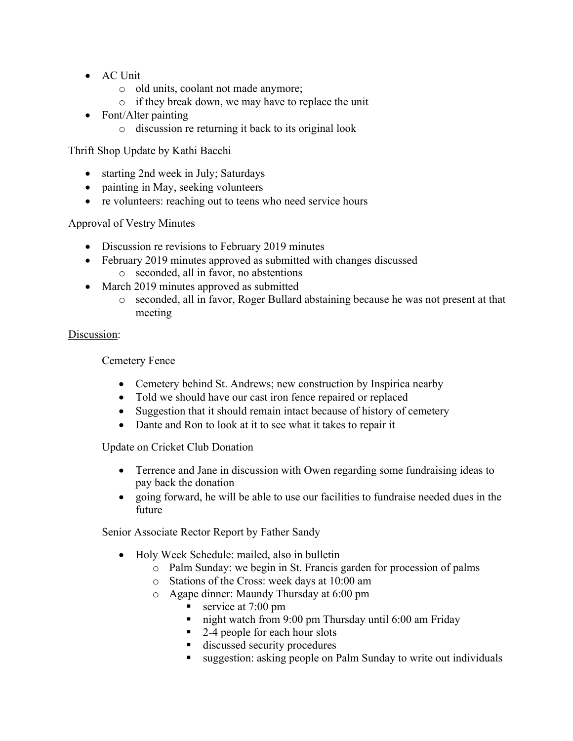- AC Unit
    - old units, coolant not made anymore;
    - if they break down, we may have to replace the unit
- Font/Alter painting
    - discussion re returning it back to its original look

Thrift Shop Update by Kathi Bacchi

- starting 2nd week in July; Saturdays
- painting in May, seeking volunteers
- re volunteers: reaching out to teens who need service hours

Approval of Vestry Minutes

- Discussion re revisions to February 2019 minutes
- February 2019 minutes approved as submitted with changes discussed
    - seconded, all in favor, no abstentions
- March 2019 minutes approved as submitted
    - seconded, all in favor, Roger Bullard abstaining because he was not present at that meeting

<u>Discussion</u>:

Cemetery Fence

- Cemetery behind St. Andrews; new construction by Inspirica nearby
- Told we should have our cast iron fence repaired or replaced
- Suggestion that it should remain intact because of history of cemetery
- Dante and Ron to look at it to see what it takes to repair it

Update on Cricket Club Donation

- Terrence and Jane in discussion with Owen regarding some fundraising ideas to pay back the donation
- going forward, he will be able to use our facilities to fundraise needed dues in the future

Senior Associate Rector Report by Father Sandy

- Holy Week Schedule: mailed, also in bulletin
    - Palm Sunday: we begin in St. Francis garden for procession of palms
    - Stations of the Cross: week days at 10:00 am
    - Agape dinner: Maundy Thursday at 6:00 pm
        - service at 7:00 pm
        - night watch from 9:00 pm Thursday until 6:00 am Friday
        - 2-4 people for each hour slots
        - discussed security procedures
        - suggestion: asking people on Palm Sunday to write out individuals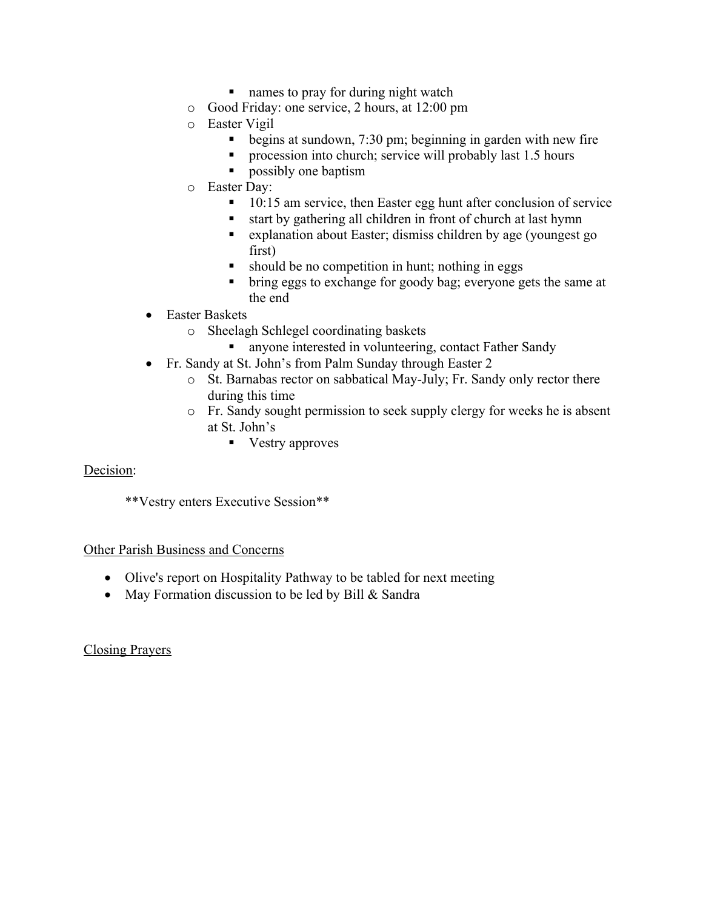- names to pray for during night watch
    - Good Friday: one service, 2 hours, at 12:00 pm
    - Easter Vigil
        - begins at sundown, 7:30 pm; beginning in garden with new fire
        - procession into church; service will probably last 1.5 hours
        - possibly one baptism
    - Easter Day:
        - 10:15 am service, then Easter egg hunt after conclusion of service
        - start by gathering all children in front of church at last hymn
        - explanation about Easter; dismiss children by age (youngest go first)
        - should be no competition in hunt; nothing in eggs
        - bring eggs to exchange for goody bag; everyone gets the same at the end
- Easter Baskets
    - Sheelagh Schlegel coordinating baskets
        - anyone interested in volunteering, contact Father Sandy
- Fr. Sandy at St. John's from Palm Sunday through Easter 2
    - St. Barnabas rector on sabbatical May-July; Fr. Sandy only rector there during this time
    - Fr. Sandy sought permission to seek supply clergy for weeks he is absent at St. John's
        - Vestry approves

Decision:

**Vestry enters Executive Session**

Other Parish Business and Concerns

- Olive's report on Hospitality Pathway to be tabled for next meeting
- May Formation discussion to be led by Bill & Sandra

Closing Prayers